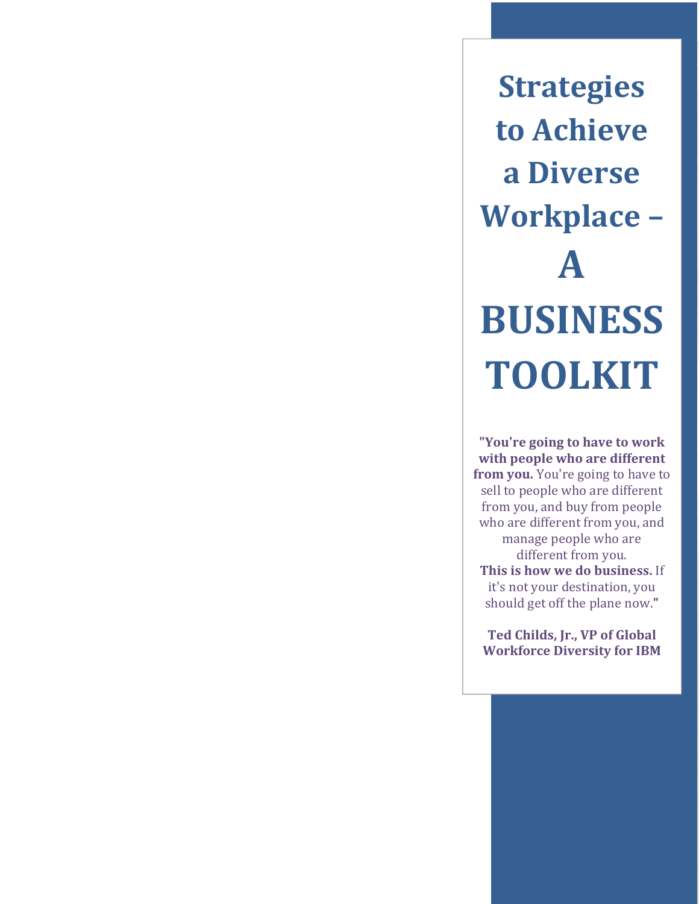# Strategies to Achieve a Diverse Workplace – A BUSINESS TOOLKIT

**"You're going to have to work with people who are different from you.** You're going to have to sell to people who are different from you, and buy from people who are different from you, and manage people who are different from you. **This is how we do business.** If it's not your destination, you should get off the plane now.**"**

**Ted Childs, Jr., VP of Global Workforce Diversity for IBM**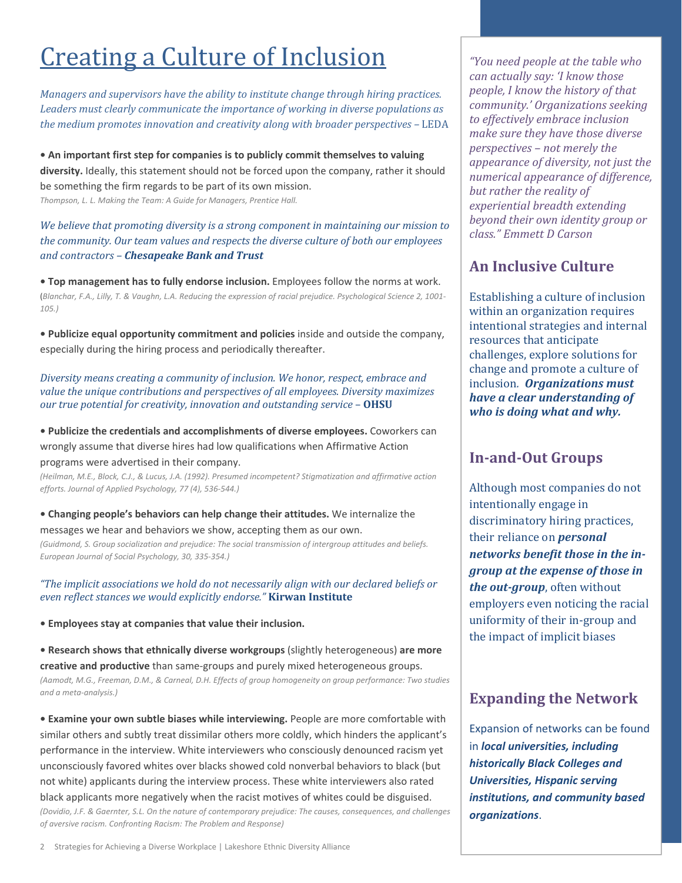# Creating a Culture of Inclusion

*Managers and supervisors have the ability to institute change through hiring practices. Leaders must clearly communicate the importance of working in diverse populations as the medium promotes innovation and creativity along with broader perspectives –* LEDA

- **An important first step for companies is to publicly commit themselves to valuing diversity.** Ideally, this statement should not be forced upon the company, rather it should be something the firm regards to be part of its own mission.
  *Thompson, L. L. Making the Team: A Guide for Managers, Prentice Hall.*

*We believe that promoting diversity is a strong component in maintaining our mission to the community. Our team values and respects the diverse culture of both our employees and contractors –* ***Chesapeake Bank and Trust***

- **Top management has to fully endorse inclusion.** Employees follow the norms at work.
  (*Blanchar, F.A., Lilly, T. & Vaughn, L.A. Reducing the expression of racial prejudice. Psychological Science 2, 1001-105.)*

- **Publicize equal opportunity commitment and policies** inside and outside the company, especially during the hiring process and periodically thereafter.

*Diversity means creating a community of inclusion. We honor, respect, embrace and value the unique contributions and perspectives of all employees. Diversity maximizes our true potential for creativity, innovation and outstanding service –* **OHSU**

- **Publicize the credentials and accomplishments of diverse employees.** Coworkers can wrongly assume that diverse hires had low qualifications when Affirmative Action programs were advertised in their company.
  *(Heilman, M.E., Block, C.J., & Lucus, J.A. (1992). Presumed incompetent? Stigmatization and affirmative action efforts. Journal of Applied Psychology, 77 (4), 536-544.)*

- **Changing people's behaviors can help change their attitudes.** We internalize the messages we hear and behaviors we show, accepting them as our own.
  *(Guidmond, S. Group socialization and prejudice: The social transmission of intergroup attitudes and beliefs. European Journal of Social Psychology, 30, 335-354.)*

*"The implicit associations we hold do not necessarily align with our declared beliefs or even reflect stances we would explicitly endorse."* **Kirwan Institute**

- **Employees stay at companies that value their inclusion.**

- **Research shows that ethnically diverse workgroups** (slightly heterogeneous) **are more creative and productive** than same-groups and purely mixed heterogeneous groups.
  *(Aamodt, M.G., Freeman, D.M., & Carneal, D.H. Effects of group homogeneity on group performance: Two studies and a meta-analysis.)*

- **Examine your own subtle biases while interviewing.** People are more comfortable with similar others and subtly treat dissimilar others more coldly, which hinders the applicant's performance in the interview. White interviewers who consciously denounced racism yet unconsciously favored whites over blacks showed cold nonverbal behaviors to black (but not white) applicants during the interview process. These white interviewers also rated black applicants more negatively when the racist motives of whites could be disguised.
  *(Dovidio, J.F. & Gaernter, S.L. On the nature of contemporary prejudice: The causes, consequences, and challenges of aversive racism. Confronting Racism: The Problem and Response)*

*"You need people at the table who can actually say: 'I know those people, I know the history of that community.' Organizations seeking to effectively embrace inclusion make sure they have those diverse perspectives – not merely the appearance of diversity, not just the numerical appearance of difference, but rather the reality of experiential breadth extending beyond their own identity group or class." Emmett D Carson*

## An Inclusive Culture

Establishing a culture of inclusion within an organization requires intentional strategies and internal resources that anticipate challenges, explore solutions for change and promote a culture of inclusion. ***Organizations must have a clear understanding of who is doing what and why.***

## In-and-Out Groups

Although most companies do not intentionally engage in discriminatory hiring practices, their reliance on ***personal networks benefit those in the in-group at the expense of those in the out-group***, often without employers even noticing the racial uniformity of their in-group and the impact of implicit biases

## Expanding the Network

Expansion of networks can be found in ***local universities, including historically Black Colleges and Universities, Hispanic serving institutions, and community based organizations***.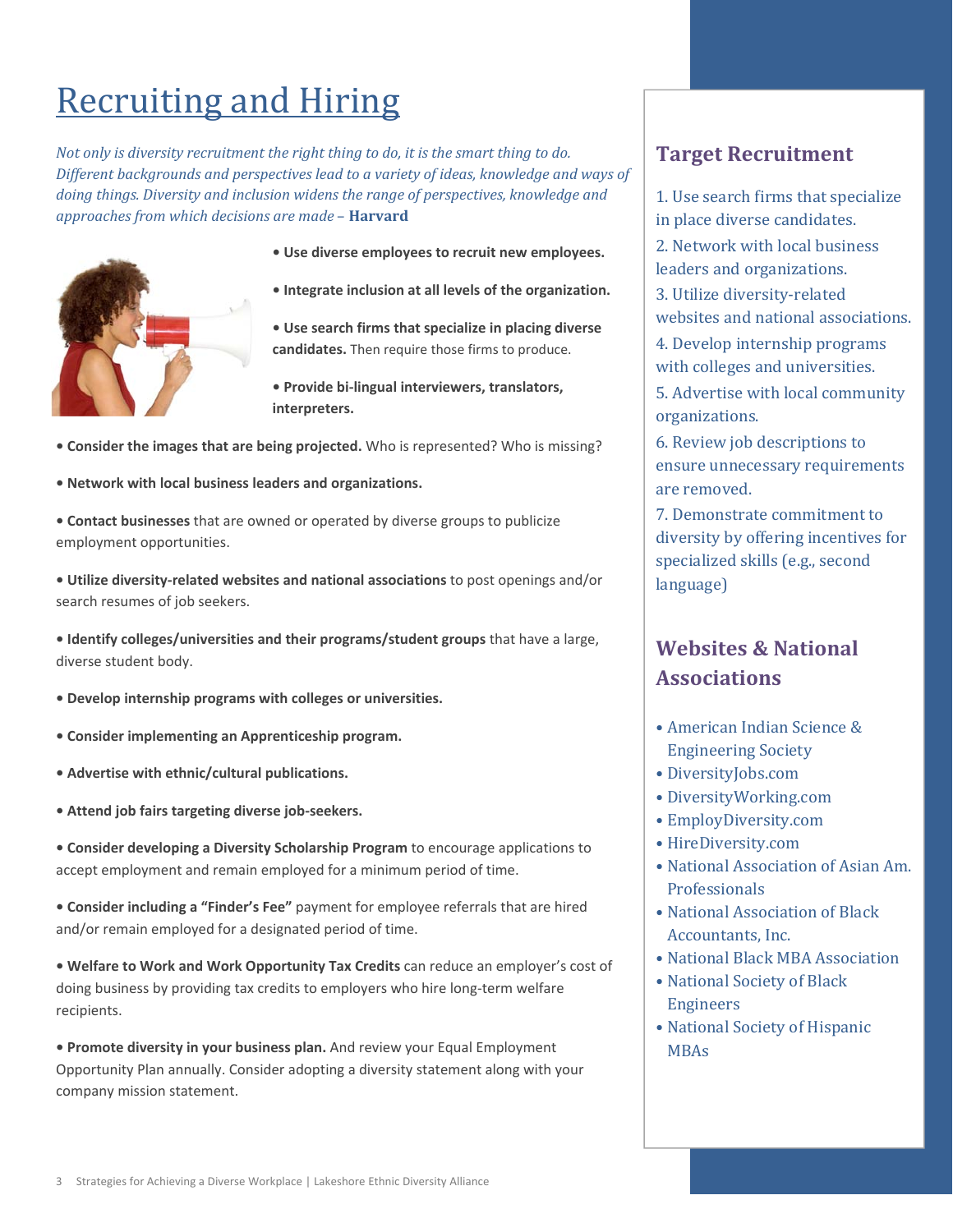# Recruiting and Hiring

*Not only is diversity recruitment the right thing to do, it is the smart thing to do. Different backgrounds and perspectives lead to a variety of ideas, knowledge and ways of doing things. Diversity and inclusion widens the range of perspectives, knowledge and approaches from which decisions are made –* **Harvard**

- **Use diverse employees to recruit new employees.**
- **Integrate inclusion at all levels of the organization.**
- **Use search firms that specialize in placing diverse candidates.** Then require those firms to produce.
- **Provide bi-lingual interviewers, translators, interpreters.**
- **Consider the images that are being projected.** Who is represented? Who is missing?
- **Network with local business leaders and organizations.**
- **Contact businesses** that are owned or operated by diverse groups to publicize employment opportunities.
- **Utilize diversity-related websites and national associations** to post openings and/or search resumes of job seekers.
- **Identify colleges/universities and their programs/student groups** that have a large, diverse student body.
- **Develop internship programs with colleges or universities.**
- **Consider implementing an Apprenticeship program.**
- **Advertise with ethnic/cultural publications.**
- **Attend job fairs targeting diverse job-seekers.**
- **Consider developing a Diversity Scholarship Program** to encourage applications to accept employment and remain employed for a minimum period of time.
- **Consider including a "Finder's Fee"** payment for employee referrals that are hired and/or remain employed for a designated period of time.
- **Welfare to Work and Work Opportunity Tax Credits** can reduce an employer's cost of doing business by providing tax credits to employers who hire long-term welfare recipients.
- **Promote diversity in your business plan.** And review your Equal Employment Opportunity Plan annually. Consider adopting a diversity statement along with your company mission statement.

## Target Recruitment

1. Use search firms that specialize in place diverse candidates.
2. Network with local business leaders and organizations.
3. Utilize diversity-related websites and national associations.
4. Develop internship programs with colleges and universities.
5. Advertise with local community organizations.
6. Review job descriptions to ensure unnecessary requirements are removed.
7. Demonstrate commitment to diversity by offering incentives for specialized skills (e.g., second language)

## Websites & National Associations

- American Indian Science & Engineering Society
- DiversityJobs.com
- DiversityWorking.com
- EmployDiversity.com
- HireDiversity.com
- National Association of Asian Am. Professionals
- National Association of Black Accountants, Inc.
- National Black MBA Association
- National Society of Black Engineers
- National Society of Hispanic MBAs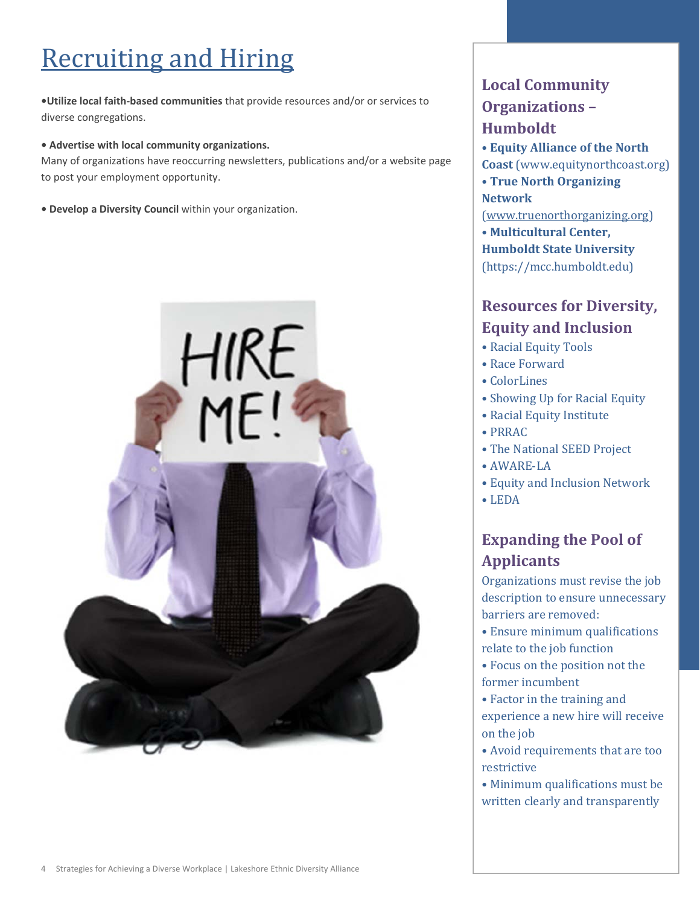# Recruiting and Hiring

•**Utilize local faith-based communities** that provide resources and/or or services to diverse congregations.

• **Advertise with local community organizations.**
Many of organizations have reoccurring newsletters, publications and/or a website page to post your employment opportunity.

• **Develop a Diversity Council** within your organization.

## Local Community Organizations – Humboldt

• **Equity Alliance of the North Coast** (www.equitynorthcoast.org)
• **True North Organizing Network** (www.truenorthorganizing.org)
• **Multicultural Center, Humboldt State University** (https://mcc.humboldt.edu)

## Resources for Diversity, Equity and Inclusion

• Racial Equity Tools
• Race Forward
• ColorLines
• Showing Up for Racial Equity
• Racial Equity Institute
• PRRAC
• The National SEED Project
• AWARE-LA
• Equity and Inclusion Network
• LEDA

## Expanding the Pool of Applicants

Organizations must revise the job description to ensure unnecessary barriers are removed:

• Ensure minimum qualifications relate to the job function
• Focus on the position not the former incumbent
• Factor in the training and experience a new hire will receive on the job
• Avoid requirements that are too restrictive
• Minimum qualifications must be written clearly and transparently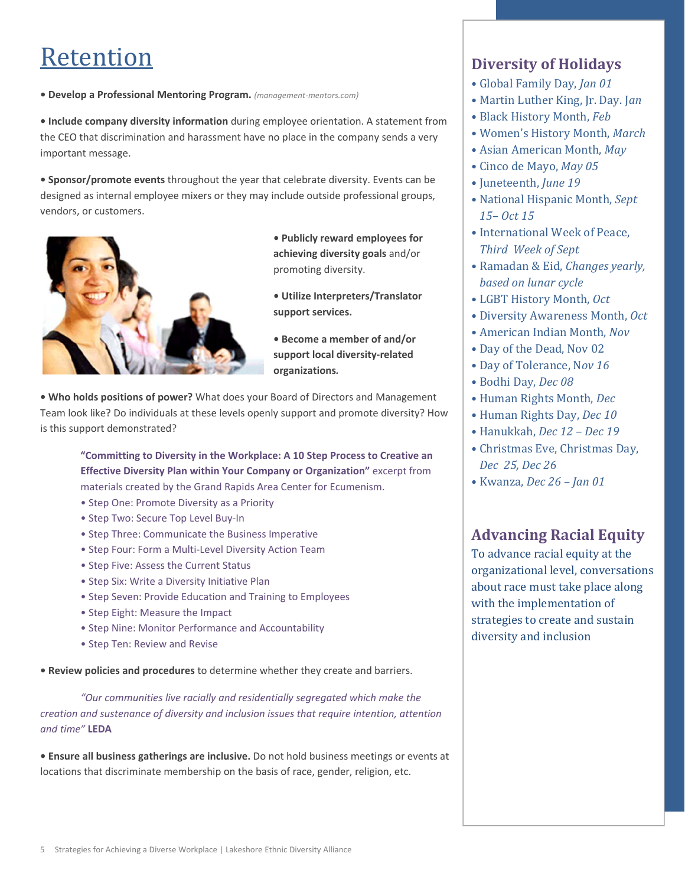# Retention

• **Develop a Professional Mentoring Program.** *(management-mentors.com)*

• **Include company diversity information** during employee orientation. A statement from the CEO that discrimination and harassment have no place in the company sends a very important message.

• **Sponsor/promote events** throughout the year that celebrate diversity. Events can be designed as internal employee mixers or they may include outside professional groups, vendors, or customers.

• **Publicly reward employees for achieving diversity goals** and/or promoting diversity.

• **Utilize Interpreters/Translator support services.**

• **Become a member of and/or support local diversity-related organizations.**

• **Who holds positions of power?** What does your Board of Directors and Management Team look like? Do individuals at these levels openly support and promote diversity? How is this support demonstrated?

> **"Committing to Diversity in the Workplace: A 10 Step Process to Creative an Effective Diversity Plan within Your Company or Organization"** excerpt from materials created by the Grand Rapids Area Center for Ecumenism.
>
> • Step One: Promote Diversity as a Priority
> • Step Two: Secure Top Level Buy-In
> • Step Three: Communicate the Business Imperative
> • Step Four: Form a Multi-Level Diversity Action Team
> • Step Five: Assess the Current Status
> • Step Six: Write a Diversity Initiative Plan
> • Step Seven: Provide Education and Training to Employees
> • Step Eight: Measure the Impact
> • Step Nine: Monitor Performance and Accountability
> • Step Ten: Review and Revise

• **Review policies and procedures** to determine whether they create and barriers.

*"Our communities live racially and residentially segregated which make the creation and sustenance of diversity and inclusion issues that require intention, attention and time"* **LEDA**

• **Ensure all business gatherings are inclusive.** Do not hold business meetings or events at locations that discriminate membership on the basis of race, gender, religion, etc.

## Diversity of Holidays

- Global Family Day, *Jan 01*
- Martin Luther King, Jr. Day. *Jan*
- Black History Month, *Feb*
- Women's History Month, *March*
- Asian American Month, *May*
- Cinco de Mayo, *May 05*
- Juneteenth, *June 19*
- National Hispanic Month, *Sept 15– Oct 15*
- International Week of Peace, *Third Week of Sept*
- Ramadan & Eid, *Changes yearly, based on lunar cycle*
- LGBT History Month, *Oct*
- Diversity Awareness Month, *Oct*
- American Indian Month, *Nov*
- Day of the Dead, Nov 02
- Day of Tolerance, N*ov 16*
- Bodhi Day, *Dec 08*
- Human Rights Month, *Dec*
- Human Rights Day, *Dec 10*
- Hanukkah, *Dec 12 – Dec 19*
- Christmas Eve, Christmas Day, *Dec 25, Dec 26*
- Kwanza, *Dec 26 – Jan 01*

## Advancing Racial Equity

To advance racial equity at the organizational level, conversations about race must take place along with the implementation of strategies to create and sustain diversity and inclusion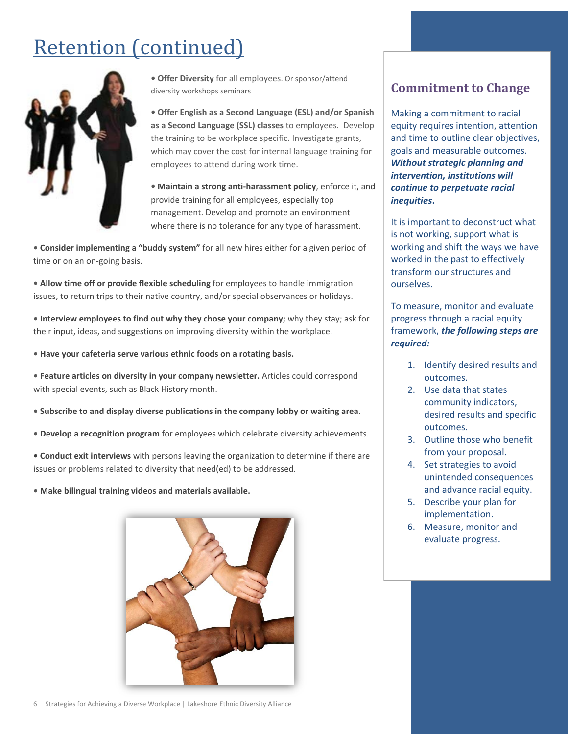# Retention (continued)

• **Offer Diversity** for all employees. Or sponsor/attend diversity workshops seminars

• **Offer English as a Second Language (ESL) and/or Spanish as a Second Language (SSL) classes** to employees. Develop the training to be workplace specific. Investigate grants, which may cover the cost for internal language training for employees to attend during work time.

• **Maintain a strong anti-harassment policy**, enforce it, and provide training for all employees, especially top management. Develop and promote an environment where there is no tolerance for any type of harassment.

• **Consider implementing a "buddy system"** for all new hires either for a given period of time or on an on-going basis.

• **Allow time off or provide flexible scheduling** for employees to handle immigration issues, to return trips to their native country, and/or special observances or holidays.

• **Interview employees to find out why they chose your company;** why they stay; ask for their input, ideas, and suggestions on improving diversity within the workplace.

• **Have your cafeteria serve various ethnic foods on a rotating basis.**

• **Feature articles on diversity in your company newsletter.** Articles could correspond with special events, such as Black History month.

• **Subscribe to and display diverse publications in the company lobby or waiting area.**

• **Develop a recognition program** for employees which celebrate diversity achievements.

• **Conduct exit interviews** with persons leaving the organization to determine if there are issues or problems related to diversity that need(ed) to be addressed.

• **Make bilingual training videos and materials available.**

## Commitment to Change

Making a commitment to racial equity requires intention, attention and time to outline clear objectives, goals and measurable outcomes. ***Without strategic planning and intervention, institutions will continue to perpetuate racial inequities.***

It is important to deconstruct what is not working, support what is working and shift the ways we have worked in the past to effectively transform our structures and ourselves.

To measure, monitor and evaluate progress through a racial equity framework, ***the following steps are required:***

1. Identify desired results and outcomes.
2. Use data that states community indicators, desired results and specific outcomes.
3. Outline those who benefit from your proposal.
4. Set strategies to avoid unintended consequences and advance racial equity.
5. Describe your plan for implementation.
6. Measure, monitor and evaluate progress.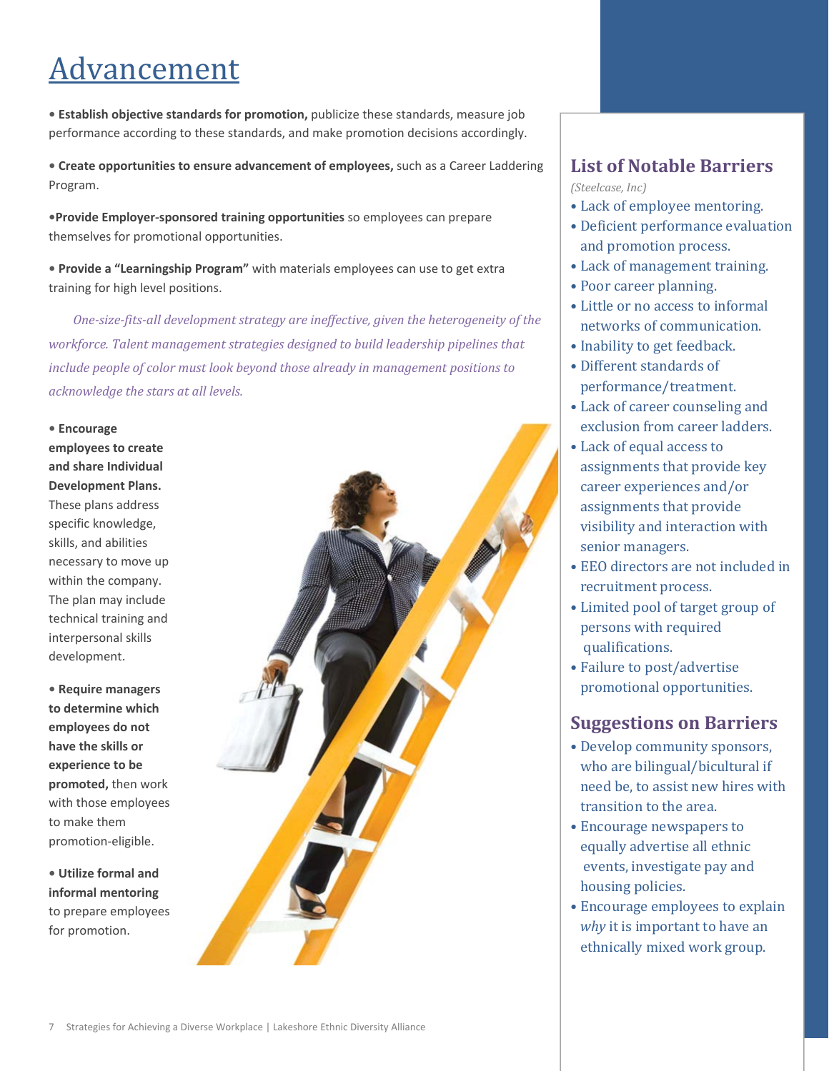# Advancement

- **Establish objective standards for promotion,** publicize these standards, measure job performance according to these standards, and make promotion decisions accordingly.

- **Create opportunities to ensure advancement of employees,** such as a Career Laddering Program.

- **Provide Employer-sponsored training opportunities** so employees can prepare themselves for promotional opportunities.

- **Provide a "Learningship Program"** with materials employees can use to get extra training for high level positions.

*One-size-fits-all development strategy are ineffective, given the heterogeneity of the workforce. Talent management strategies designed to build leadership pipelines that include people of color must look beyond those already in management positions to acknowledge the stars at all levels.*

- **Encourage employees to create and share Individual Development Plans.** These plans address specific knowledge, skills, and abilities necessary to move up within the company. The plan may include technical training and interpersonal skills development.

- **Require managers to determine which employees do not have the skills or experience to be promoted,** then work with those employees to make them promotion-eligible.

- **Utilize formal and informal mentoring** to prepare employees for promotion.

## List of Notable Barriers

*(Steelcase, Inc)*

- Lack of employee mentoring.
- Deficient performance evaluation and promotion process.
- Lack of management training.
- Poor career planning.
- Little or no access to informal networks of communication.
- Inability to get feedback.
- Different standards of performance/treatment.
- Lack of career counseling and exclusion from career ladders.
- Lack of equal access to assignments that provide key career experiences and/or assignments that provide visibility and interaction with senior managers.
- EEO directors are not included in recruitment process.
- Limited pool of target group of persons with required qualifications.
- Failure to post/advertise promotional opportunities.

## Suggestions on Barriers

- Develop community sponsors, who are bilingual/bicultural if need be, to assist new hires with transition to the area.
- Encourage newspapers to equally advertise all ethnic events, investigate pay and housing policies.
- Encourage employees to explain *why* it is important to have an ethnically mixed work group.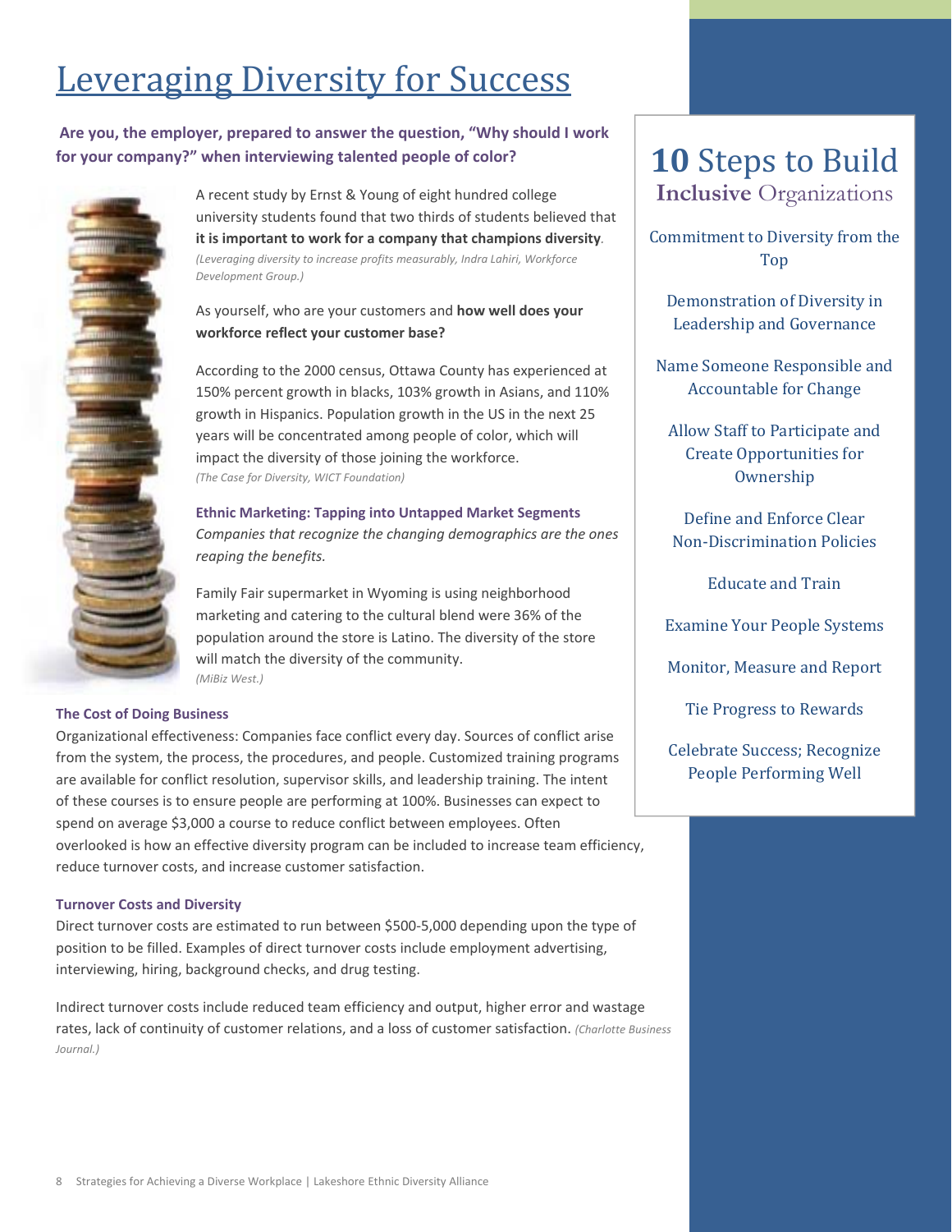# Leveraging Diversity for Success

**Are you, the employer, prepared to answer the question, "Why should I work for your company?" when interviewing talented people of color?**

A recent study by Ernst & Young of eight hundred college university students found that two thirds of students believed that **it is important to work for a company that champions diversity**. *(Leveraging diversity to increase profits measurably, Indra Lahiri, Workforce Development Group.)*

As yourself, who are your customers and **how well does your workforce reflect your customer base?**

According to the 2000 census, Ottawa County has experienced at 150% percent growth in blacks, 103% growth in Asians, and 110% growth in Hispanics. Population growth in the US in the next 25 years will be concentrated among people of color, which will impact the diversity of those joining the workforce. *(The Case for Diversity, WICT Foundation)*

**Ethnic Marketing: Tapping into Untapped Market Segments**
*Companies that recognize the changing demographics are the ones reaping the benefits.*

Family Fair supermarket in Wyoming is using neighborhood marketing and catering to the cultural blend were 36% of the population around the store is Latino. The diversity of the store will match the diversity of the community. *(MiBiz West.)*

**The Cost of Doing Business**

Organizational effectiveness: Companies face conflict every day. Sources of conflict arise from the system, the process, the procedures, and people. Customized training programs are available for conflict resolution, supervisor skills, and leadership training. The intent of these courses is to ensure people are performing at 100%. Businesses can expect to spend on average $3,000 a course to reduce conflict between employees. Often overlooked is how an effective diversity program can be included to increase team efficiency, reduce turnover costs, and increase customer satisfaction.

**Turnover Costs and Diversity**

Direct turnover costs are estimated to run between $500-5,000 depending upon the type of position to be filled. Examples of direct turnover costs include employment advertising, interviewing, hiring, background checks, and drug testing.

Indirect turnover costs include reduced team efficiency and output, higher error and wastage rates, lack of continuity of customer relations, and a loss of customer satisfaction. *(Charlotte Business Journal.)*

## 10 Steps to Build Inclusive Organizations

Commitment to Diversity from the Top

Demonstration of Diversity in Leadership and Governance

Name Someone Responsible and Accountable for Change

Allow Staff to Participate and Create Opportunities for Ownership

Define and Enforce Clear Non-Discrimination Policies

Educate and Train

Examine Your People Systems

Monitor, Measure and Report

Tie Progress to Rewards

Celebrate Success; Recognize People Performing Well